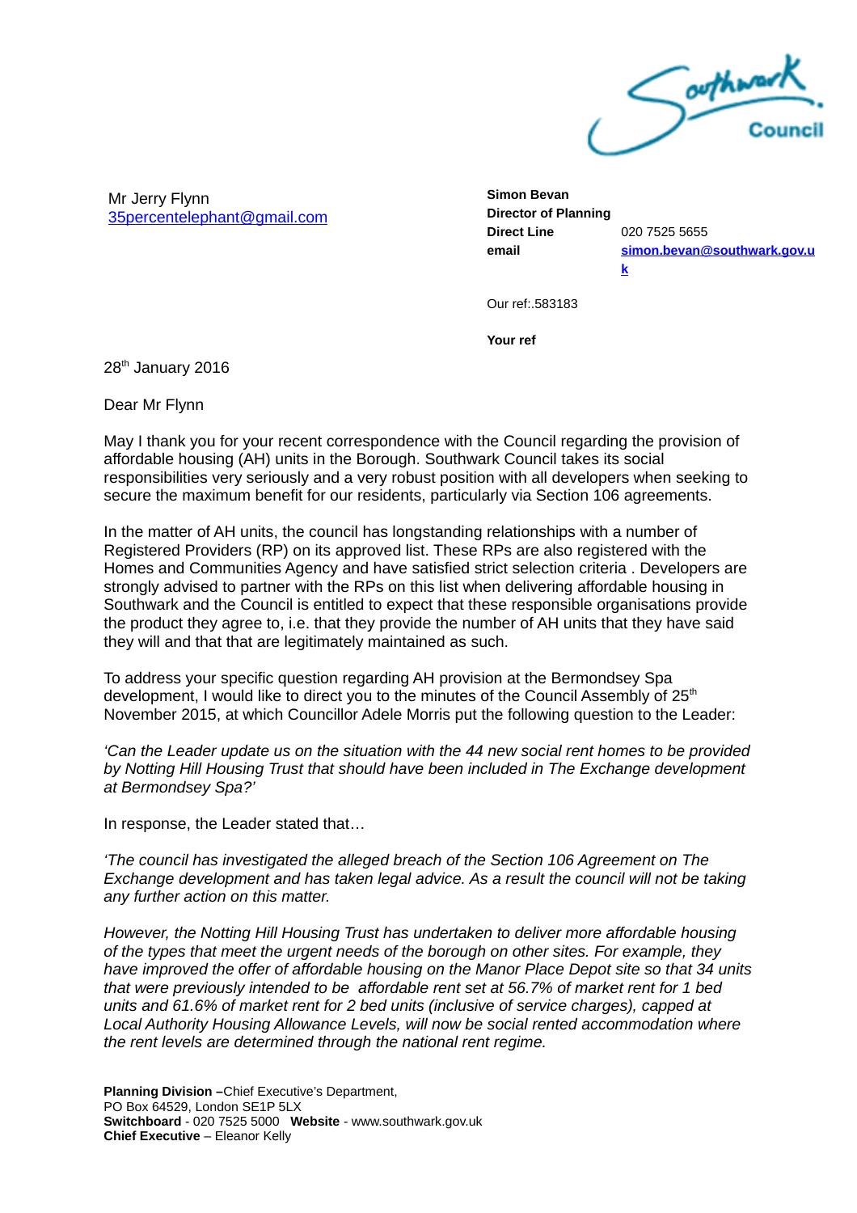Southwark Council

Mr Jerry Flynn
35percentelephant@gmail.com

**Simon Bevan**
**Director of Planning**
**Direct Line** 020 7525 5655
**email** **simon.bevan@southwark.gov.uk**

Our ref:.583183

**Your ref**

28th January 2016

Dear Mr Flynn

May I thank you for your recent correspondence with the Council regarding the provision of affordable housing (AH) units in the Borough. Southwark Council takes its social responsibilities very seriously and a very robust position with all developers when seeking to secure the maximum benefit for our residents, particularly via Section 106 agreements.

In the matter of AH units, the council has longstanding relationships with a number of Registered Providers (RP) on its approved list. These RPs are also registered with the Homes and Communities Agency and have satisfied strict selection criteria . Developers are strongly advised to partner with the RPs on this list when delivering affordable housing in Southwark and the Council is entitled to expect that these responsible organisations provide the product they agree to, i.e. that they provide the number of AH units that they have said they will and that that are legitimately maintained as such.

To address your specific question regarding AH provision at the Bermondsey Spa development, I would like to direct you to the minutes of the Council Assembly of 25th November 2015, at which Councillor Adele Morris put the following question to the Leader:

*'Can the Leader update us on the situation with the 44 new social rent homes to be provided by Notting Hill Housing Trust that should have been included in The Exchange development at Bermondsey Spa?'*

In response, the Leader stated that…

*'The council has investigated the alleged breach of the Section 106 Agreement on The Exchange development and has taken legal advice. As a result the council will not be taking any further action on this matter.*

*However, the Notting Hill Housing Trust has undertaken to deliver more affordable housing of the types that meet the urgent needs of the borough on other sites. For example, they have improved the offer of affordable housing on the Manor Place Depot site so that 34 units that were previously intended to be affordable rent set at 56.7% of market rent for 1 bed units and 61.6% of market rent for 2 bed units (inclusive of service charges), capped at Local Authority Housing Allowance Levels, will now be social rented accommodation where the rent levels are determined through the national rent regime.*

**Planning Division –**Chief Executive's Department,
PO Box 64529, London SE1P 5LX
**Switchboard** - 020 7525 5000 **Website** - www.southwark.gov.uk
**Chief Executive** – Eleanor Kelly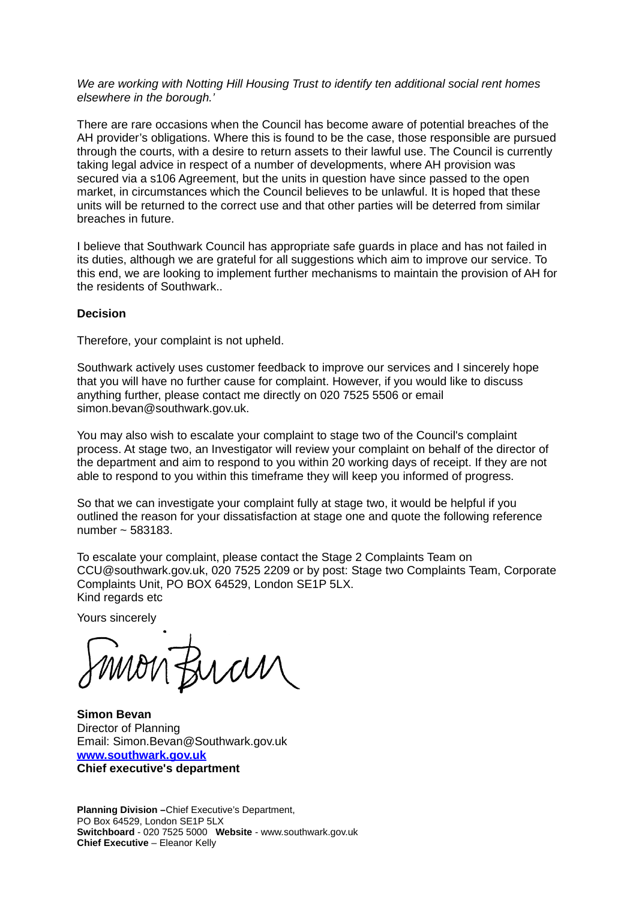*We are working with Notting Hill Housing Trust to identify ten additional social rent homes elsewhere in the borough.'*

There are rare occasions when the Council has become aware of potential breaches of the AH provider's obligations. Where this is found to be the case, those responsible are pursued through the courts, with a desire to return assets to their lawful use. The Council is currently taking legal advice in respect of a number of developments, where AH provision was secured via a s106 Agreement, but the units in question have since passed to the open market, in circumstances which the Council believes to be unlawful. It is hoped that these units will be returned to the correct use and that other parties will be deterred from similar breaches in future.

I believe that Southwark Council has appropriate safe guards in place and has not failed in its duties, although we are grateful for all suggestions which aim to improve our service. To this end, we are looking to implement further mechanisms to maintain the provision of AH for the residents of Southwark..

**Decision**

Therefore, your complaint is not upheld.

Southwark actively uses customer feedback to improve our services and I sincerely hope that you will have no further cause for complaint. However, if you would like to discuss anything further, please contact me directly on 020 7525 5506 or email simon.bevan@southwark.gov.uk.

You may also wish to escalate your complaint to stage two of the Council's complaint process. At stage two, an Investigator will review your complaint on behalf of the director of the department and aim to respond to you within 20 working days of receipt. If they are not able to respond to you within this timeframe they will keep you informed of progress.

So that we can investigate your complaint fully at stage two, it would be helpful if you outlined the reason for your dissatisfaction at stage one and quote the following reference number ~ 583183.

To escalate your complaint, please contact the Stage 2 Complaints Team on CCU@southwark.gov.uk, 020 7525 2209 or by post: Stage two Complaints Team, Corporate Complaints Unit, PO BOX 64529, London SE1P 5LX.
Kind regards etc

Yours sincerely

Simon Bevan

**Simon Bevan**
Director of Planning
Email: Simon.Bevan@Southwark.gov.uk
[www.southwark.gov.uk](http://www.southwark.gov.uk)
**Chief executive's department**

**Planning Division –**Chief Executive's Department,
PO Box 64529, London SE1P 5LX
**Switchboard** - 020 7525 5000 **Website** - www.southwark.gov.uk
**Chief Executive** – Eleanor Kelly